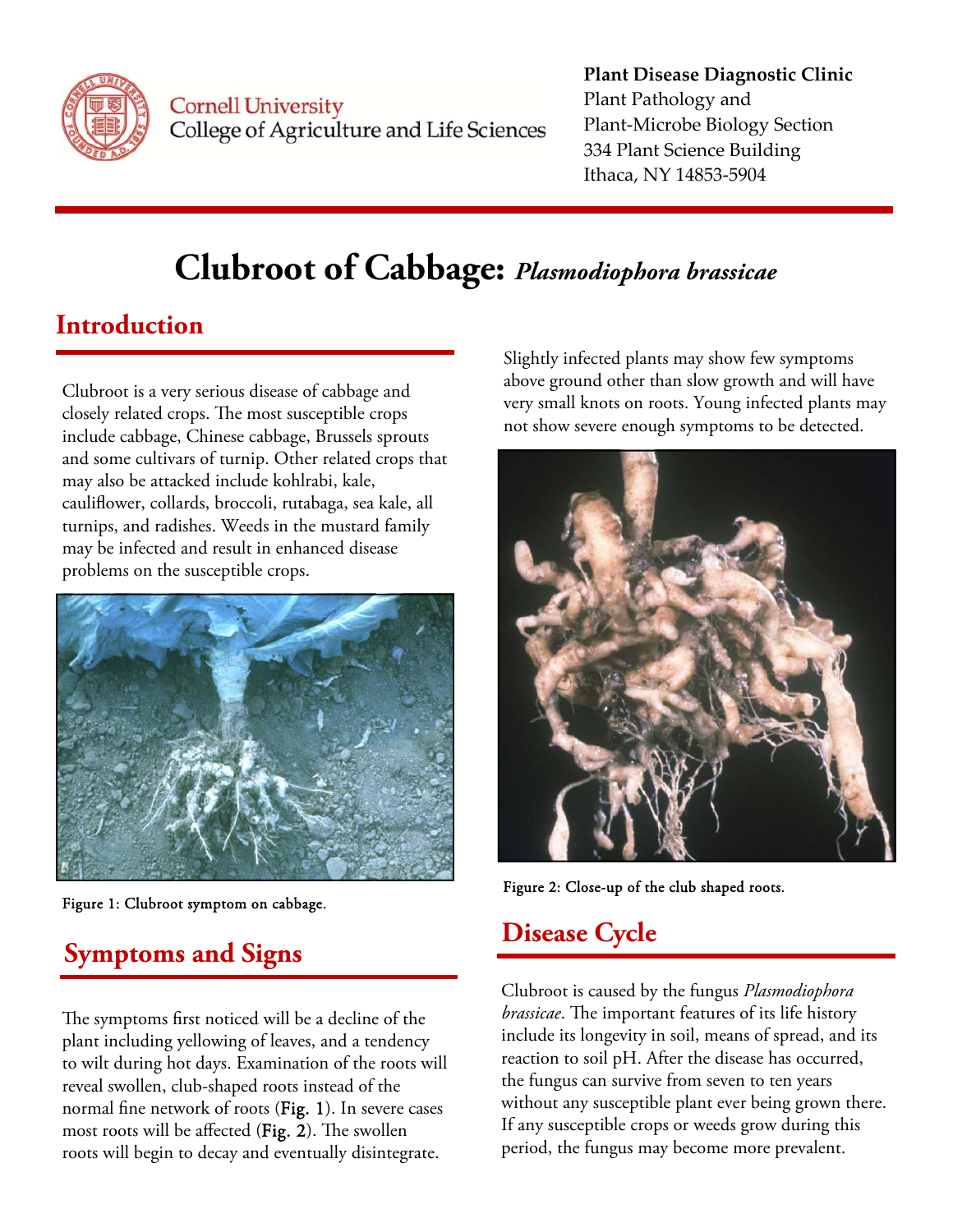Cornell University
College of Agriculture and Life Sciences

**Plant Disease Diagnostic Clinic**
Plant Pathology and
Plant-Microbe Biology Section
334 Plant Science Building
Ithaca, NY 14853-5904

# Clubroot of Cabbage: *Plasmodiophora brassicae*

## Introduction

Clubroot is a very serious disease of cabbage and closely related crops. The most susceptible crops include cabbage, Chinese cabbage, Brussels sprouts and some cultivars of turnip. Other related crops that may also be attacked include kohlrabi, kale, cauliflower, collards, broccoli, rutabaga, sea kale, all turnips, and radishes. Weeds in the mustard family may be infected and result in enhanced disease problems on the susceptible crops.

Figure 1: Clubroot symptom on cabbage.

## Symptoms and Signs

The symptoms first noticed will be a decline of the plant including yellowing of leaves, and a tendency to wilt during hot days. Examination of the roots will reveal swollen, club-shaped roots instead of the normal fine network of roots (**Fig. 1**). In severe cases most roots will be affected (**Fig. 2**). The swollen roots will begin to decay and eventually disintegrate.

Slightly infected plants may show few symptoms above ground other than slow growth and will have very small knots on roots. Young infected plants may not show severe enough symptoms to be detected.

Figure 2: Close-up of the club shaped roots.

## Disease Cycle

Clubroot is caused by the fungus *Plasmodiophora brassicae*. The important features of its life history include its longevity in soil, means of spread, and its reaction to soil pH. After the disease has occurred, the fungus can survive from seven to ten years without any susceptible plant ever being grown there. If any susceptible crops or weeds grow during this period, the fungus may become more prevalent.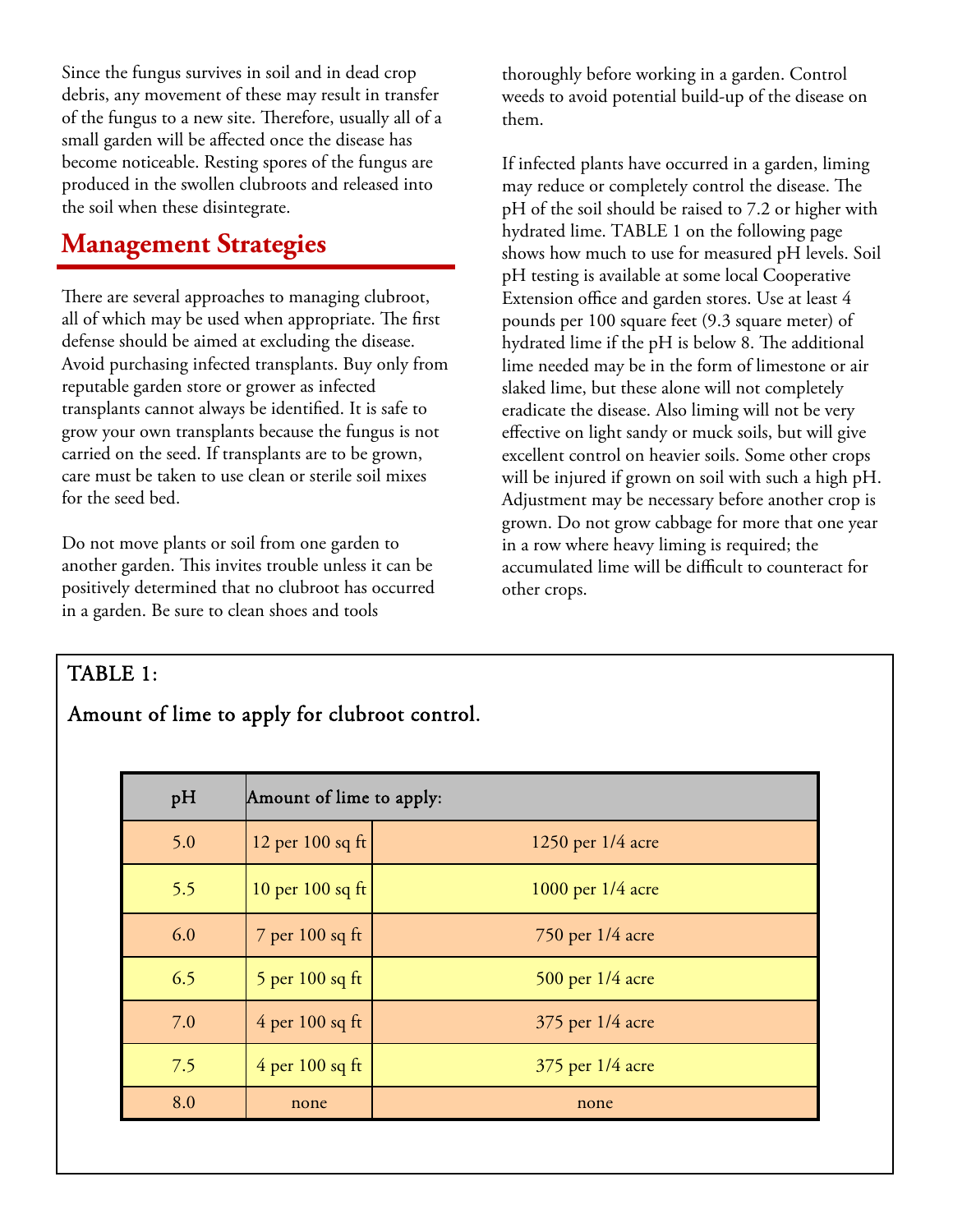Since the fungus survives in soil and in dead crop debris, any movement of these may result in transfer of the fungus to a new site. Therefore, usually all of a small garden will be affected once the disease has become noticeable. Resting spores of the fungus are produced in the swollen clubroots and released into the soil when these disintegrate.

## Management Strategies

There are several approaches to managing clubroot, all of which may be used when appropriate. The first defense should be aimed at excluding the disease. Avoid purchasing infected transplants. Buy only from reputable garden store or grower as infected transplants cannot always be identified. It is safe to grow your own transplants because the fungus is not carried on the seed. If transplants are to be grown, care must be taken to use clean or sterile soil mixes for the seed bed.

Do not move plants or soil from one garden to another garden. This invites trouble unless it can be positively determined that no clubroot has occurred in a garden. Be sure to clean shoes and tools thoroughly before working in a garden. Control weeds to avoid potential build-up of the disease on them.

If infected plants have occurred in a garden, liming may reduce or completely control the disease. The pH of the soil should be raised to 7.2 or higher with hydrated lime. TABLE 1 on the following page shows how much to use for measured pH levels. Soil pH testing is available at some local Cooperative Extension office and garden stores. Use at least 4 pounds per 100 square feet (9.3 square meter) of hydrated lime if the pH is below 8. The additional lime needed may be in the form of limestone or air slaked lime, but these alone will not completely eradicate the disease. Also liming will not be very effective on light sandy or muck soils, but will give excellent control on heavier soils. Some other crops will be injured if grown on soil with such a high pH. Adjustment may be necessary before another crop is grown. Do not grow cabbage for more that one year in a row where heavy liming is required; the accumulated lime will be difficult to counteract for other crops.

TABLE 1:

Amount of lime to apply for clubroot control.

| pH | Amount of lime to apply: | |
|---|---|---|
| 5.0 | 12 per 100 sq ft | 1250 per 1/4 acre |
| 5.5 | 10 per 100 sq ft | 1000 per 1/4 acre |
| 6.0 | 7 per 100 sq ft | 750 per 1/4 acre |
| 6.5 | 5 per 100 sq ft | 500 per 1/4 acre |
| 7.0 | 4 per 100 sq ft | 375 per 1/4 acre |
| 7.5 | 4 per 100 sq ft | 375 per 1/4 acre |
| 8.0 | none | none |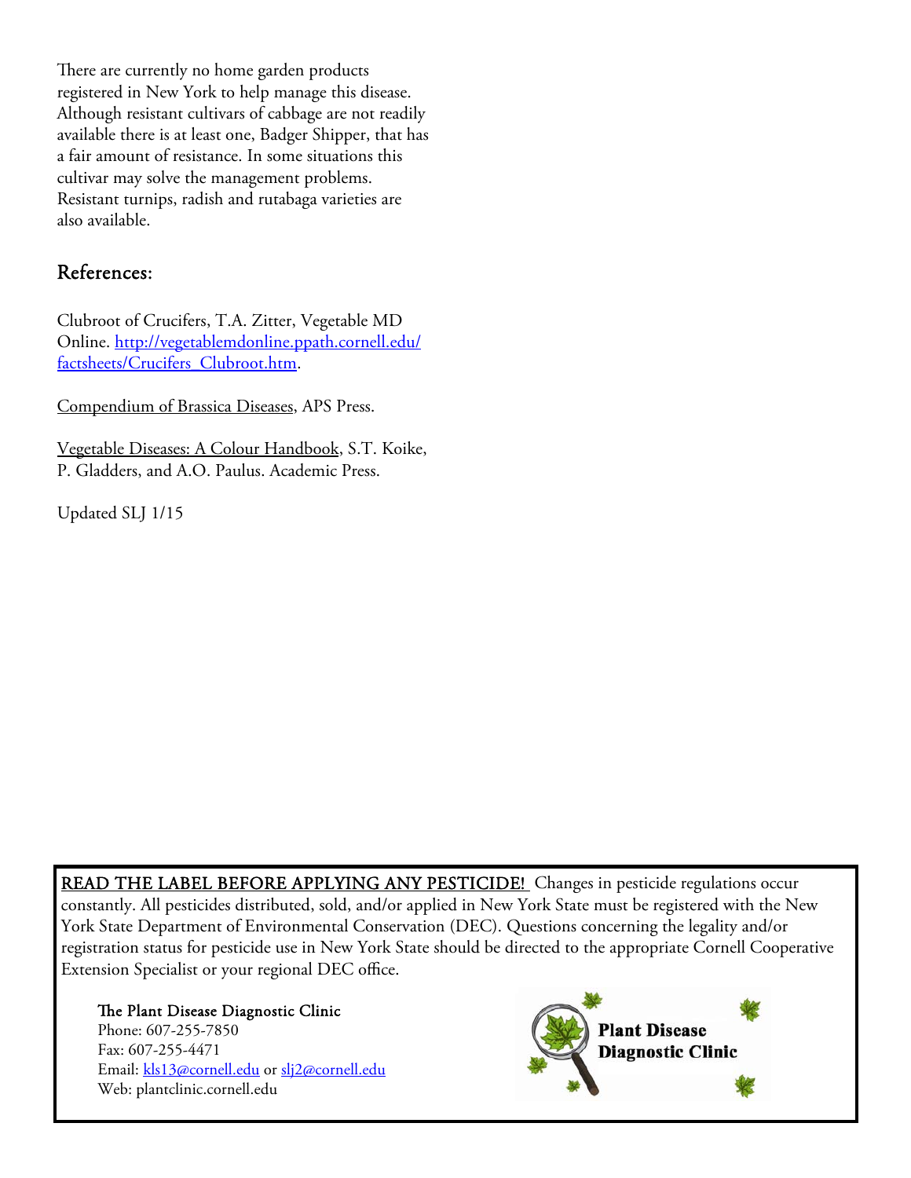There are currently no home garden products registered in New York to help manage this disease. Although resistant cultivars of cabbage are not readily available there is at least one, Badger Shipper, that has a fair amount of resistance. In some situations this cultivar may solve the management problems. Resistant turnips, radish and rutabaga varieties are also available.

## References:

Clubroot of Crucifers, T.A. Zitter, Vegetable MD Online. [http://vegetablemdonline.ppath.cornell.edu/factsheets/Crucifers_Clubroot.htm](http://vegetablemdonline.ppath.cornell.edu/factsheets/Crucifers_Clubroot.htm).

Compendium of Brassica Diseases, APS Press.

Vegetable Diseases: A Colour Handbook, S.T. Koike, P. Gladders, and A.O. Paulus. Academic Press.

Updated SLJ 1/15

**READ THE LABEL BEFORE APPLYING ANY PESTICIDE!** Changes in pesticide regulations occur constantly. All pesticides distributed, sold, and/or applied in New York State must be registered with the New York State Department of Environmental Conservation (DEC). Questions concerning the legality and/or registration status for pesticide use in New York State should be directed to the appropriate Cornell Cooperative Extension Specialist or your regional DEC office.

The Plant Disease Diagnostic Clinic
Phone: 607-255-7850
Fax: 607-255-4471
Email: kls13@cornell.edu or slj2@cornell.edu
Web: plantclinic.cornell.edu

Plant Disease Diagnostic Clinic